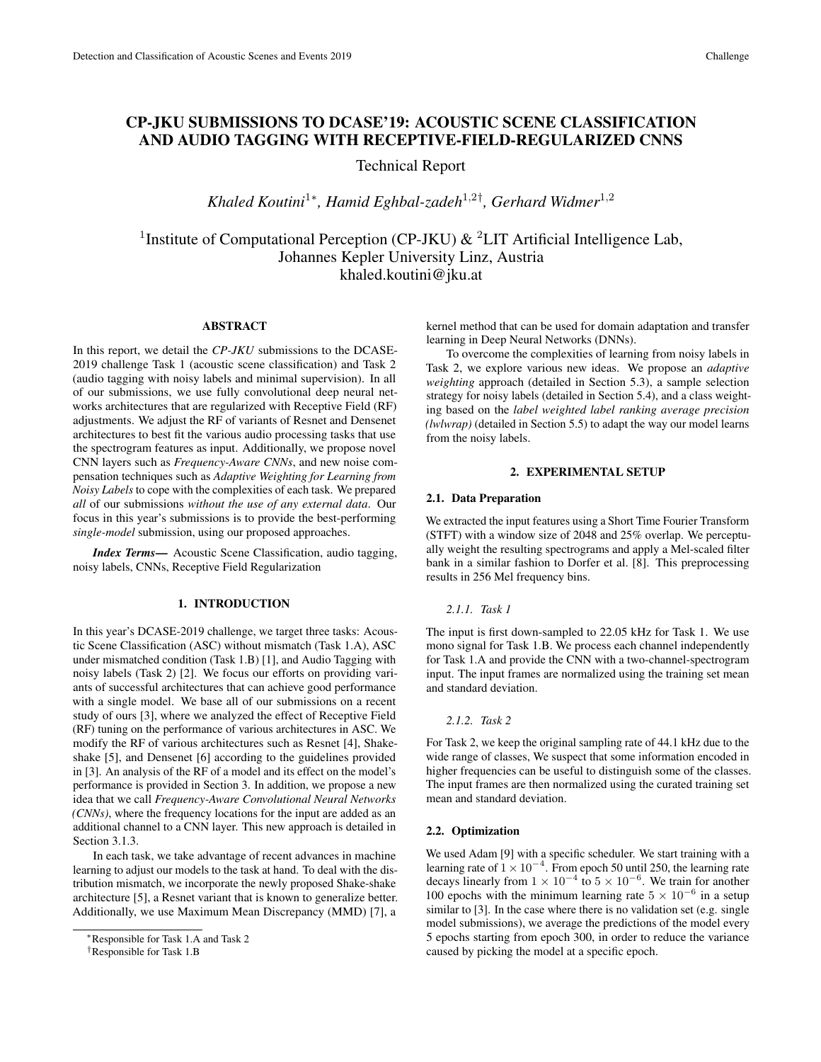# CP-JKU SUBMISSIONS TO DCASE'19: ACOUSTIC SCENE CLASSIFICATION AND AUDIO TAGGING WITH RECEPTIVE-FIELD-REGULARIZED CNNS

Technical Report

*Khaled Koutini*[1*], *Hamid Eghbal-zadeh*[1,2†], *Gerhard Widmer*[1,2]

[1]Institute of Computational Perception (CP-JKU) & [2]LIT Artificial Intelligence Lab, Johannes Kepler University Linz, Austria
khaled.koutini@jku.at

## ABSTRACT

In this report, we detail the *CP-JKU* submissions to the DCASE-2019 challenge Task 1 (acoustic scene classification) and Task 2 (audio tagging with noisy labels and minimal supervision). In all of our submissions, we use fully convolutional deep neural networks architectures that are regularized with Receptive Field (RF) adjustments. We adjust the RF of variants of Resnet and Densenet architectures to best fit the various audio processing tasks that use the spectrogram features as input. Additionally, we propose novel CNN layers such as *Frequency-Aware CNNs*, and new noise compensation techniques such as *Adaptive Weighting for Learning from Noisy Labels* to cope with the complexities of each task. We prepared *all* of our submissions *without the use of any external data*. Our focus in this year's submissions is to provide the best-performing *single-model* submission, using our proposed approaches.

***Index Terms***— Acoustic Scene Classification, audio tagging, noisy labels, CNNs, Receptive Field Regularization

## 1. INTRODUCTION

In this year's DCASE-2019 challenge, we target three tasks: Acoustic Scene Classification (ASC) without mismatch (Task 1.A), ASC under mismatched condition (Task 1.B) [1], and Audio Tagging with noisy labels (Task 2) [2]. We focus our efforts on providing variants of successful architectures that can achieve good performance with a single model. We base all of our submissions on a recent study of ours [3], where we analyzed the effect of Receptive Field (RF) tuning on the performance of various architectures in ASC. We modify the RF of various architectures such as Resnet [4], Shake-shake [5], and Densenet [6] according to the guidelines provided in [3]. An analysis of the RF of a model and its effect on the model's performance is provided in Section 3. In addition, we propose a new idea that we call *Frequency-Aware Convolutional Neural Networks (CNNs)*, where the frequency locations for the input are added as an additional channel to a CNN layer. This new approach is detailed in Section 3.1.3.

In each task, we take advantage of recent advances in machine learning to adjust our models to the task at hand. To deal with the distribution mismatch, we incorporate the newly proposed Shake-shake architecture [5], a Resnet variant that is known to generalize better. Additionally, we use Maximum Mean Discrepancy (MMD) [7], a kernel method that can be used for domain adaptation and transfer learning in Deep Neural Networks (DNNs).

To overcome the complexities of learning from noisy labels in Task 2, we explore various new ideas. We propose an *adaptive weighting* approach (detailed in Section 5.3), a sample selection strategy for noisy labels (detailed in Section 5.4), and a class weighting based on the *label weighted label ranking average precision (lwlwrap)* (detailed in Section 5.5) to adapt the way our model learns from the noisy labels.

## 2. EXPERIMENTAL SETUP

### 2.1. Data Preparation

We extracted the input features using a Short Time Fourier Transform (STFT) with a window size of 2048 and 25% overlap. We perceptually weight the resulting spectrograms and apply a Mel-scaled filter bank in a similar fashion to Dorfer et al. [8]. This preprocessing results in 256 Mel frequency bins.

#### *2.1.1. Task 1*

The input is first down-sampled to 22.05 kHz for Task 1. We use mono signal for Task 1.B. We process each channel independently for Task 1.A and provide the CNN with a two-channel-spectrogram input. The input frames are normalized using the training set mean and standard deviation.

#### *2.1.2. Task 2*

For Task 2, we keep the original sampling rate of 44.1 kHz due to the wide range of classes, We suspect that some information encoded in higher frequencies can be useful to distinguish some of the classes. The input frames are then normalized using the curated training set mean and standard deviation.

### 2.2. Optimization

We used Adam [9] with a specific scheduler. We start training with a learning rate of $1 \times 10^{-4}$. From epoch 50 until 250, the learning rate decays linearly from $1 \times 10^{-4}$ to $5 \times 10^{-6}$. We train for another 100 epochs with the minimum learning rate $5 \times 10^{-6}$ in a setup similar to [3]. In the case where there is no validation set (e.g. single model submissions), we average the predictions of the model every 5 epochs starting from epoch 300, in order to reduce the variance caused by picking the model at a specific epoch.

[*]Responsible for Task 1.A and Task 2

[†]Responsible for Task 1.B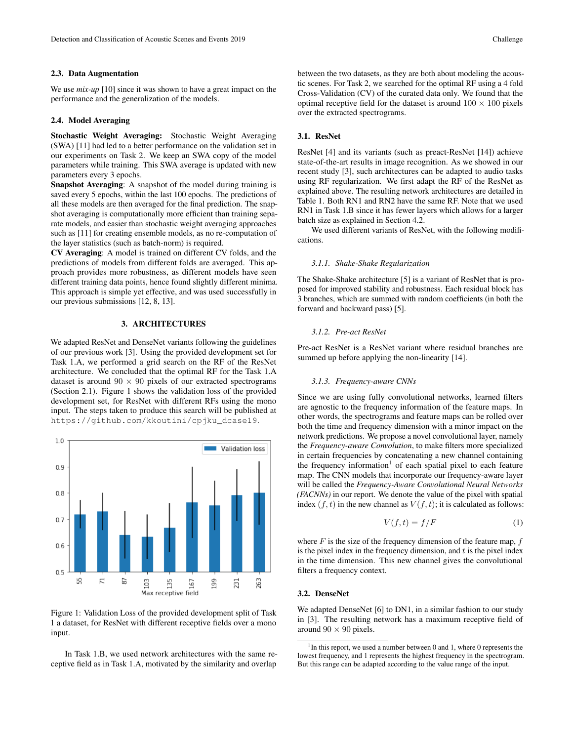### 2.3. Data Augmentation

We use *mix-up* [10] since it was shown to have a great impact on the performance and the generalization of the models.

### 2.4. Model Averaging

**Stochastic Weight Averaging:** Stochastic Weight Averaging (SWA) [11] had led to a better performance on the validation set in our experiments on Task 2. We keep an SWA copy of the model parameters while training. This SWA average is updated with new parameters every 3 epochs.

**Snapshot Averaging**: A snapshot of the model during training is saved every 5 epochs, within the last 100 epochs. The predictions of all these models are then averaged for the final prediction. The snapshot averaging is computationally more efficient than training separate models, and easier than stochastic weight averaging approaches such as [11] for creating ensemble models, as no re-computation of the layer statistics (such as batch-norm) is required.

**CV Averaging**: A model is trained on different CV folds, and the predictions of models from different folds are averaged. This approach provides more robustness, as different models have seen different training data points, hence found slightly different minima. This approach is simple yet effective, and was used successfully in our previous submissions [12, 8, 13].

## 3. ARCHITECTURES

We adapted ResNet and DenseNet variants following the guidelines of our previous work [3]. Using the provided development set for Task 1.A, we performed a grid search on the RF of the ResNet architecture. We concluded that the optimal RF for the Task 1.A dataset is around $90 \times 90$ pixels of our extracted spectrograms (Section 2.1). Figure 1 shows the validation loss of the provided development set, for ResNet with different RFs using the mono input. The steps taken to produce this search will be published at `https://github.com/kkoutini/cpjku_dcase19`.

Figure 1: Validation Loss of the provided development split of Task 1 a dataset, for ResNet with different receptive fields over a mono input.

In Task 1.B, we used network architectures with the same receptive field as in Task 1.A, motivated by the similarity and overlap between the two datasets, as they are both about modeling the acoustic scenes. For Task 2, we searched for the optimal RF using a 4 fold Cross-Validation (CV) of the curated data only. We found that the optimal receptive field for the dataset is around $100 \times 100$ pixels over the extracted spectrograms.

### 3.1. ResNet

ResNet [4] and its variants (such as preact-ResNet [14]) achieve state-of-the-art results in image recognition. As we showed in our recent study [3], such architectures can be adapted to audio tasks using RF regularization. We first adapt the RF of the ResNet as explained above. The resulting network architectures are detailed in Table 1. Both RN1 and RN2 have the same RF. Note that we used RN1 in Task 1.B since it has fewer layers which allows for a larger batch size as explained in Section 4.2.

We used different variants of ResNet, with the following modifications.

#### 3.1.1. Shake-Shake Regularization

The Shake-Shake architecture [5] is a variant of ResNet that is proposed for improved stability and robustness. Each residual block has 3 branches, which are summed with random coefficients (in both the forward and backward pass) [5].

#### 3.1.2. Pre-act ResNet

Pre-act ResNet is a ResNet variant where residual branches are summed up before applying the non-linearity [14].

#### 3.1.3. Frequency-aware CNNs

Since we are using fully convolutional networks, learned filters are agnostic to the frequency information of the feature maps. In other words, the spectrograms and feature maps can be rolled over both the time and frequency dimension with a minor impact on the network predictions. We propose a novel convolutional layer, namely the *Frequency-aware Convolution*, to make filters more specialized in certain frequencies by concatenating a new channel containing the frequency information[1] of each spatial pixel to each feature map. The CNN models that incorporate our frequency-aware layer will be called the *Frequency-Aware Convolutional Neural Networks (FACNNs)* in our report. We denote the value of the pixel with spatial index $(f, t)$ in the new channel as $V(f, t)$; it is calculated as follows:

$$V(f, t) = f/F \tag{1}$$

where $F$ is the size of the frequency dimension of the feature map, $f$ is the pixel index in the frequency dimension, and $t$ is the pixel index in the time dimension. This new channel gives the convolutional filters a frequency context.

### 3.2. DenseNet

We adapted DenseNet [6] to DN1, in a similar fashion to our study in [3]. The resulting network has a maximum receptive field of around $90 \times 90$ pixels.

[1] In this report, we used a number between 0 and 1, where 0 represents the lowest frequency, and 1 represents the highest frequency in the spectrogram. But this range can be adapted according to the value range of the input.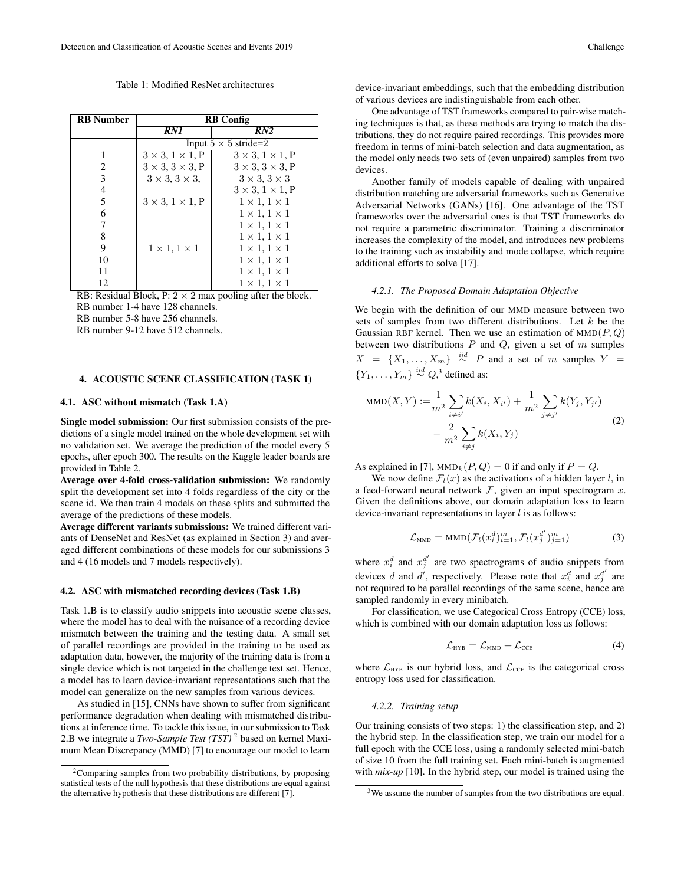Table 1: Modified ResNet architectures

| RB Number | RB Config | |
|---|---|---|
| | ***RN1*** | ***RN2*** |
| | Input $5 \times 5$ stride=2 | |
| 1 | $3 \times 3, 1 \times 1$, P | $3 \times 3, 1 \times 1$, P |
| 2 | $3 \times 3, 3 \times 3$, P | $3 \times 3, 3 \times 3$, P |
| 3 | $3 \times 3, 3 \times 3$, | $3 \times 3, 3 \times 3$ |
| 4 | | $3 \times 3, 1 \times 1$, P |
| 5 | $3 \times 3, 1 \times 1$, P | $1 \times 1, 1 \times 1$ |
| 6 | | $1 \times 1, 1 \times 1$ |
| 7 | | $1 \times 1, 1 \times 1$ |
| 8 | | $1 \times 1, 1 \times 1$ |
| 9 | $1 \times 1, 1 \times 1$ | $1 \times 1, 1 \times 1$ |
| 10 | | $1 \times 1, 1 \times 1$ |
| 11 | | $1 \times 1, 1 \times 1$ |
| 12 | | $1 \times 1, 1 \times 1$ |

RB: Residual Block, P: $2 \times 2$ max pooling after the block.
RB number 1-4 have 128 channels.
RB number 5-8 have 256 channels.
RB number 9-12 have 512 channels.

## 4. ACOUSTIC SCENE CLASSIFICATION (TASK 1)

### 4.1. ASC without mismatch (Task 1.A)

**Single model submission:** Our first submission consists of the predictions of a single model trained on the whole development set with no validation set. We average the prediction of the model every 5 epochs, after epoch 300. The results on the Kaggle leader boards are provided in Table 2.

**Average over 4-fold cross-validation submission:** We randomly split the development set into 4 folds regardless of the city or the scene id. We then train 4 models on these splits and submitted the average of the predictions of these models.

**Average different variants submissions:** We trained different variants of DenseNet and ResNet (as explained in Section 3) and averaged different combinations of these models for our submissions 3 and 4 (16 models and 7 models respectively).

### 4.2. ASC with mismatched recording devices (Task 1.B)

Task 1.B is to classify audio snippets into acoustic scene classes, where the model has to deal with the nuisance of a recording device mismatch between the training and the testing data. A small set of parallel recordings are provided in the training to be used as adaptation data, however, the majority of the training data is from a single device which is not targeted in the challenge test set. Hence, a model has to learn device-invariant representations such that the model can generalize on the new samples from various devices.

As studied in [15], CNNs have shown to suffer from significant performance degradation when dealing with mismatched distributions at inference time. To tackle this issue, in our submission to Task 2.B we integrate a *Two-Sample Test (TST)* [2] based on kernel Maximum Mean Discrepancy (MMD) [7] to encourage our model to learn device-invariant embeddings, such that the embedding distribution of various devices are indistinguishable from each other.

One advantage of TST frameworks compared to pair-wise matching techniques is that, as these methods are trying to match the distributions, they do not require paired recordings. This provides more freedom in terms of mini-batch selection and data augmentation, as the model only needs two sets of (even unpaired) samples from two devices.

Another family of models capable of dealing with unpaired distribution matching are adversarial frameworks such as Generative Adversarial Networks (GANs) [16]. One advantage of the TST frameworks over the adversarial ones is that TST frameworks do not require a parametric discriminator. Training a discriminator increases the complexity of the model, and introduces new problems to the training such as instability and mode collapse, which require additional efforts to solve [17].

#### *4.2.1. The Proposed Domain Adaptation Objective*

We begin with the definition of our MMD measure between two sets of samples from two different distributions. Let $k$ be the Gaussian RBF kernel. Then we use an estimation of $\text{MMD}(P, Q)$ between two distributions $P$ and $Q$, given a set of $m$ samples $X = \{X_1, \dots, X_m\} \stackrel{iid}{\sim} P$ and a set of $m$ samples $Y = \{Y_1, \dots, Y_m\} \stackrel{iid}{\sim} Q$,[3] defined as:

$$\text{MMD}(X, Y) := \frac{1}{m^2} \sum_{i \neq i'} k(X_i, X_{i'}) + \frac{1}{m^2} \sum_{j \neq j'} k(Y_j, Y_{j'}) - \frac{2}{m^2} \sum_{i \neq j} k(X_i, Y_j) \tag{2}$$

As explained in [7], $\text{MMD}_k(P, Q) = 0$ if and only if $P = Q$.

We now define $\mathcal{F}_l(x)$ as the activations of a hidden layer $l$, in a feed-forward neural network $\mathcal{F}$, given an input spectrogram $x$. Given the definitions above, our domain adaptation loss to learn device-invariant representations in layer $l$ is as follows:

$$\mathcal{L}_{\text{MMD}} = \text{MMD}(\mathcal{F}_l(x_i^d)_{i=1}^m, \mathcal{F}_l(x_j^{d'})_{j=1}^m) \tag{3}$$

where $x_i^d$ and $x_j^{d'}$ are two spectrograms of audio snippets from devices $d$ and $d'$, respectively. Please note that $x_i^d$ and $x_j^{d'}$ are not required to be parallel recordings of the same scene, hence are sampled randomly in every minibatch.

For classification, we use Categorical Cross Entropy (CCE) loss, which is combined with our domain adaptation loss as follows:

$$\mathcal{L}_{\text{HYB}} = \mathcal{L}_{\text{MMD}} + \mathcal{L}_{\text{CCE}} \tag{4}$$

where $\mathcal{L}_{\text{HYB}}$ is our hybrid loss, and $\mathcal{L}_{\text{CCE}}$ is the categorical cross entropy loss used for classification.

#### *4.2.2. Training setup*

Our training consists of two steps: 1) the classification step, and 2) the hybrid step. In the classification step, we train our model for a full epoch with the CCE loss, using a randomly selected mini-batch of size 10 from the full training set. Each mini-batch is augmented with *mix-up* [10]. In the hybrid step, our model is trained using the

[2] Comparing samples from two probability distributions, by proposing statistical tests of the null hypothesis that these distributions are equal against the alternative hypothesis that these distributions are different [7].

[3] We assume the number of samples from the two distributions are equal.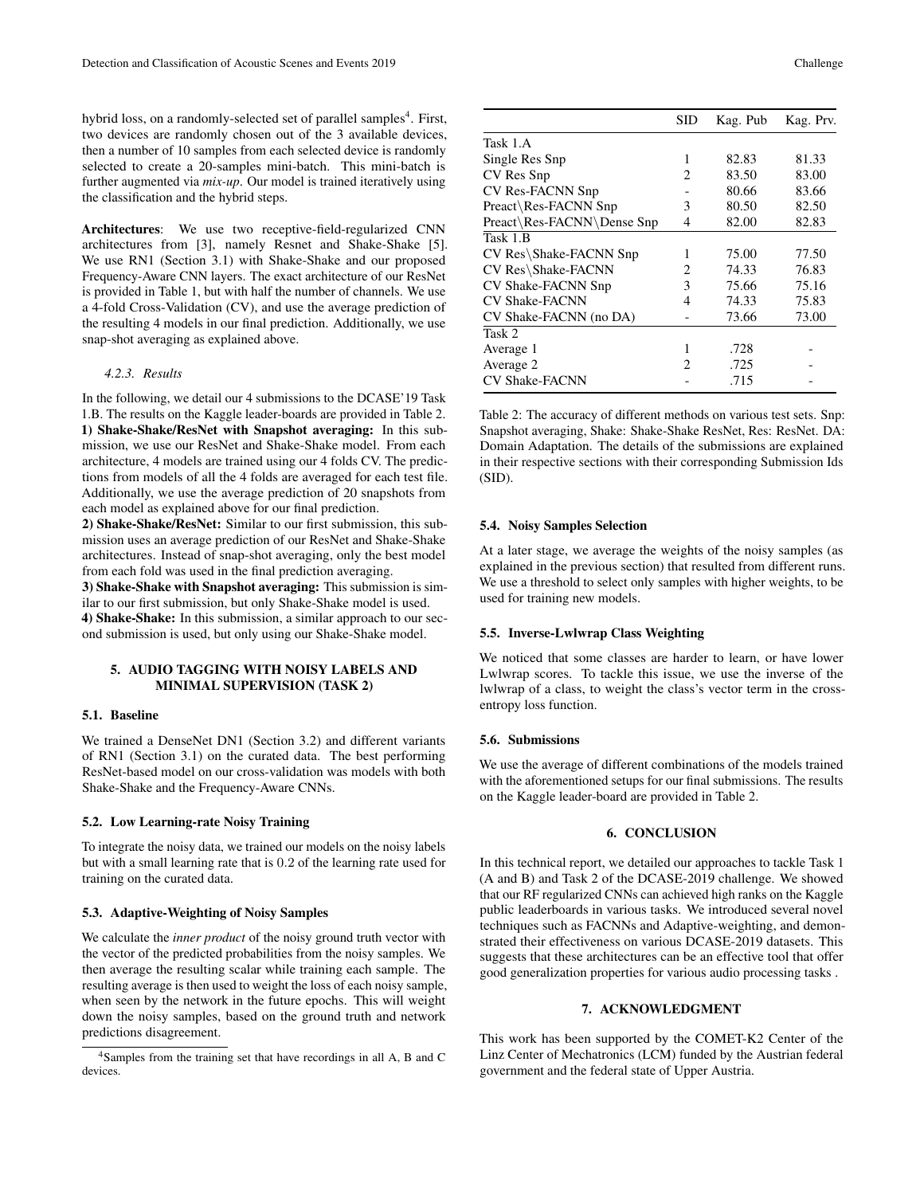hybrid loss, on a randomly-selected set of parallel samples[4]. First, two devices are randomly chosen out of the 3 available devices, then a number of 10 samples from each selected device is randomly selected to create a 20-samples mini-batch. This mini-batch is further augmented via *mix-up*. Our model is trained iteratively using the classification and the hybrid steps.

**Architectures**: We use two receptive-field-regularized CNN architectures from [3], namely Resnet and Shake-Shake [5]. We use RN1 (Section 3.1) with Shake-Shake and our proposed Frequency-Aware CNN layers. The exact architecture of our ResNet is provided in Table 1, but with half the number of channels. We use a 4-fold Cross-Validation (CV), and use the average prediction of the resulting 4 models in our final prediction. Additionally, we use snap-shot averaging as explained above.

#### 4.2.3. Results

In the following, we detail our 4 submissions to the DCASE'19 Task 1.B. The results on the Kaggle leader-boards are provided in Table 2.

**1) Shake-Shake/ResNet with Snapshot averaging:** In this submission, we use our ResNet and Shake-Shake model. From each architecture, 4 models are trained using our 4 folds CV. The predictions from models of all the 4 folds are averaged for each test file. Additionally, we use the average prediction of 20 snapshots from each model as explained above for our final prediction.

**2) Shake-Shake/ResNet:** Similar to our first submission, this submission uses an average prediction of our ResNet and Shake-Shake architectures. Instead of snap-shot averaging, only the best model from each fold was used in the final prediction averaging.

**3) Shake-Shake with Snapshot averaging:** This submission is similar to our first submission, but only Shake-Shake model is used.

**4) Shake-Shake:** In this submission, a similar approach to our second submission is used, but only using our Shake-Shake model.

## 5. AUDIO TAGGING WITH NOISY LABELS AND MINIMAL SUPERVISION (TASK 2)

### 5.1. Baseline

We trained a DenseNet DN1 (Section 3.2) and different variants of RN1 (Section 3.1) on the curated data. The best performing ResNet-based model on our cross-validation was models with both Shake-Shake and the Frequency-Aware CNNs.

### 5.2. Low Learning-rate Noisy Training

To integrate the noisy data, we trained our models on the noisy labels but with a small learning rate that is 0.2 of the learning rate used for training on the curated data.

### 5.3. Adaptive-Weighting of Noisy Samples

We calculate the *inner product* of the noisy ground truth vector with the vector of the predicted probabilities from the noisy samples. We then average the resulting scalar while training each sample. The resulting average is then used to weight the loss of each noisy sample, when seen by the network in the future epochs. This will weight down the noisy samples, based on the ground truth and network predictions disagreement.

[4] Samples from the training set that have recordings in all A, B and C devices.

| | SID | Kag. Pub | Kag. Prv. |
|---|---|---|---|
| Task 1.A | | | |
| Single Res Snp | 1 | 82.83 | 81.33 |
| CV Res Snp | 2 | 83.50 | 83.00 |
| CV Res-FACNN Snp | - | 80.66 | 83.66 |
| Preact\Res-FACNN Snp | 3 | 80.50 | 82.50 |
| Preact\Res-FACNN\Dense Snp | 4 | 82.00 | 82.83 |
| Task 1.B | | | |
| CV Res\Shake-FACNN Snp | 1 | 75.00 | 77.50 |
| CV Res\Shake-FACNN | 2 | 74.33 | 76.83 |
| CV Shake-FACNN Snp | 3 | 75.66 | 75.16 |
| CV Shake-FACNN | 4 | 74.33 | 75.83 |
| CV Shake-FACNN (no DA) | - | 73.66 | 73.00 |
| Task 2 | | | |
| Average 1 | 1 | .728 | - |
| Average 2 | 2 | .725 | - |
| CV Shake-FACNN | - | .715 | - |

Table 2: The accuracy of different methods on various test sets. Snp: Snapshot averaging, Shake: Shake-Shake ResNet, Res: ResNet. DA: Domain Adaptation. The details of the submissions are explained in their respective sections with their corresponding Submission Ids (SID).

### 5.4. Noisy Samples Selection

At a later stage, we average the weights of the noisy samples (as explained in the previous section) that resulted from different runs. We use a threshold to select only samples with higher weights, to be used for training new models.

### 5.5. Inverse-Lwlwrap Class Weighting

We noticed that some classes are harder to learn, or have lower Lwlwrap scores. To tackle this issue, we use the inverse of the lwlwrap of a class, to weight the class's vector term in the cross-entropy loss function.

### 5.6. Submissions

We use the average of different combinations of the models trained with the aforementioned setups for our final submissions. The results on the Kaggle leader-board are provided in Table 2.

## 6. CONCLUSION

In this technical report, we detailed our approaches to tackle Task 1 (A and B) and Task 2 of the DCASE-2019 challenge. We showed that our RF regularized CNNs can achieved high ranks on the Kaggle public leaderboards in various tasks. We introduced several novel techniques such as FACNNs and Adaptive-weighting, and demonstrated their effectiveness on various DCASE-2019 datasets. This suggests that these architectures can be an effective tool that offer good generalization properties for various audio processing tasks .

## 7. ACKNOWLEDGMENT

This work has been supported by the COMET-K2 Center of the Linz Center of Mechatronics (LCM) funded by the Austrian federal government and the federal state of Upper Austria.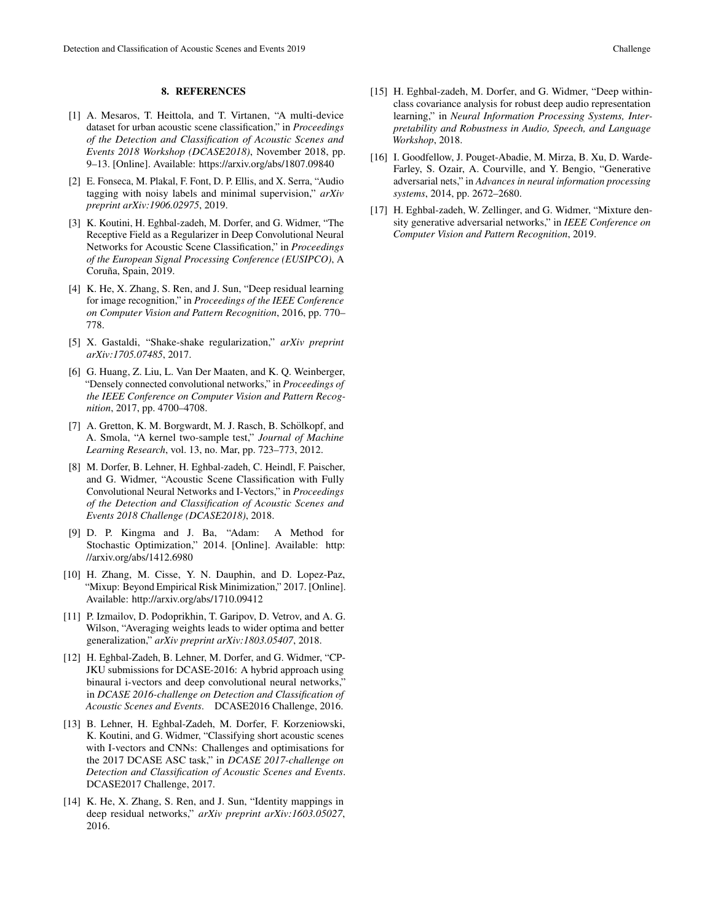## 8. REFERENCES

[1] A. Mesaros, T. Heittola, and T. Virtanen, "A multi-device dataset for urban acoustic scene classification," in *Proceedings of the Detection and Classification of Acoustic Scenes and Events 2018 Workshop (DCASE2018)*, November 2018, pp. 9–13. [Online]. Available: https://arxiv.org/abs/1807.09840

[2] E. Fonseca, M. Plakal, F. Font, D. P. Ellis, and X. Serra, "Audio tagging with noisy labels and minimal supervision," *arXiv preprint arXiv:1906.02975*, 2019.

[3] K. Koutini, H. Eghbal-zadeh, M. Dorfer, and G. Widmer, "The Receptive Field as a Regularizer in Deep Convolutional Neural Networks for Acoustic Scene Classification," in *Proceedings of the European Signal Processing Conference (EUSIPCO)*, A Coruña, Spain, 2019.

[4] K. He, X. Zhang, S. Ren, and J. Sun, "Deep residual learning for image recognition," in *Proceedings of the IEEE Conference on Computer Vision and Pattern Recognition*, 2016, pp. 770–778.

[5] X. Gastaldi, "Shake-shake regularization," *arXiv preprint arXiv:1705.07485*, 2017.

[6] G. Huang, Z. Liu, L. Van Der Maaten, and K. Q. Weinberger, "Densely connected convolutional networks," in *Proceedings of the IEEE Conference on Computer Vision and Pattern Recognition*, 2017, pp. 4700–4708.

[7] A. Gretton, K. M. Borgwardt, M. J. Rasch, B. Schölkopf, and A. Smola, "A kernel two-sample test," *Journal of Machine Learning Research*, vol. 13, no. Mar, pp. 723–773, 2012.

[8] M. Dorfer, B. Lehner, H. Eghbal-zadeh, C. Heindl, F. Paischer, and G. Widmer, "Acoustic Scene Classification with Fully Convolutional Neural Networks and I-Vectors," in *Proceedings of the Detection and Classification of Acoustic Scenes and Events 2018 Challenge (DCASE2018)*, 2018.

[9] D. P. Kingma and J. Ba, "Adam: A Method for Stochastic Optimization," 2014. [Online]. Available: http://arxiv.org/abs/1412.6980

[10] H. Zhang, M. Cisse, Y. N. Dauphin, and D. Lopez-Paz, "Mixup: Beyond Empirical Risk Minimization," 2017. [Online]. Available: http://arxiv.org/abs/1710.09412

[11] P. Izmailov, D. Podoprikhin, T. Garipov, D. Vetrov, and A. G. Wilson, "Averaging weights leads to wider optima and better generalization," *arXiv preprint arXiv:1803.05407*, 2018.

[12] H. Eghbal-Zadeh, B. Lehner, M. Dorfer, and G. Widmer, "CP-JKU submissions for DCASE-2016: A hybrid approach using binaural i-vectors and deep convolutional neural networks," in *DCASE 2016-challenge on Detection and Classification of Acoustic Scenes and Events*. DCASE2016 Challenge, 2016.

[13] B. Lehner, H. Eghbal-Zadeh, M. Dorfer, F. Korzeniowski, K. Koutini, and G. Widmer, "Classifying short acoustic scenes with I-vectors and CNNs: Challenges and optimisations for the 2017 DCASE ASC task," in *DCASE 2017-challenge on Detection and Classification of Acoustic Scenes and Events*. DCASE2017 Challenge, 2017.

[14] K. He, X. Zhang, S. Ren, and J. Sun, "Identity mappings in deep residual networks," *arXiv preprint arXiv:1603.05027*, 2016.

[15] H. Eghbal-zadeh, M. Dorfer, and G. Widmer, "Deep within-class covariance analysis for robust deep audio representation learning," in *Neural Information Processing Systems, Interpretability and Robustness in Audio, Speech, and Language Workshop*, 2018.

[16] I. Goodfellow, J. Pouget-Abadie, M. Mirza, B. Xu, D. Warde-Farley, S. Ozair, A. Courville, and Y. Bengio, "Generative adversarial nets," in *Advances in neural information processing systems*, 2014, pp. 2672–2680.

[17] H. Eghbal-zadeh, W. Zellinger, and G. Widmer, "Mixture density generative adversarial networks," in *IEEE Conference on Computer Vision and Pattern Recognition*, 2019.